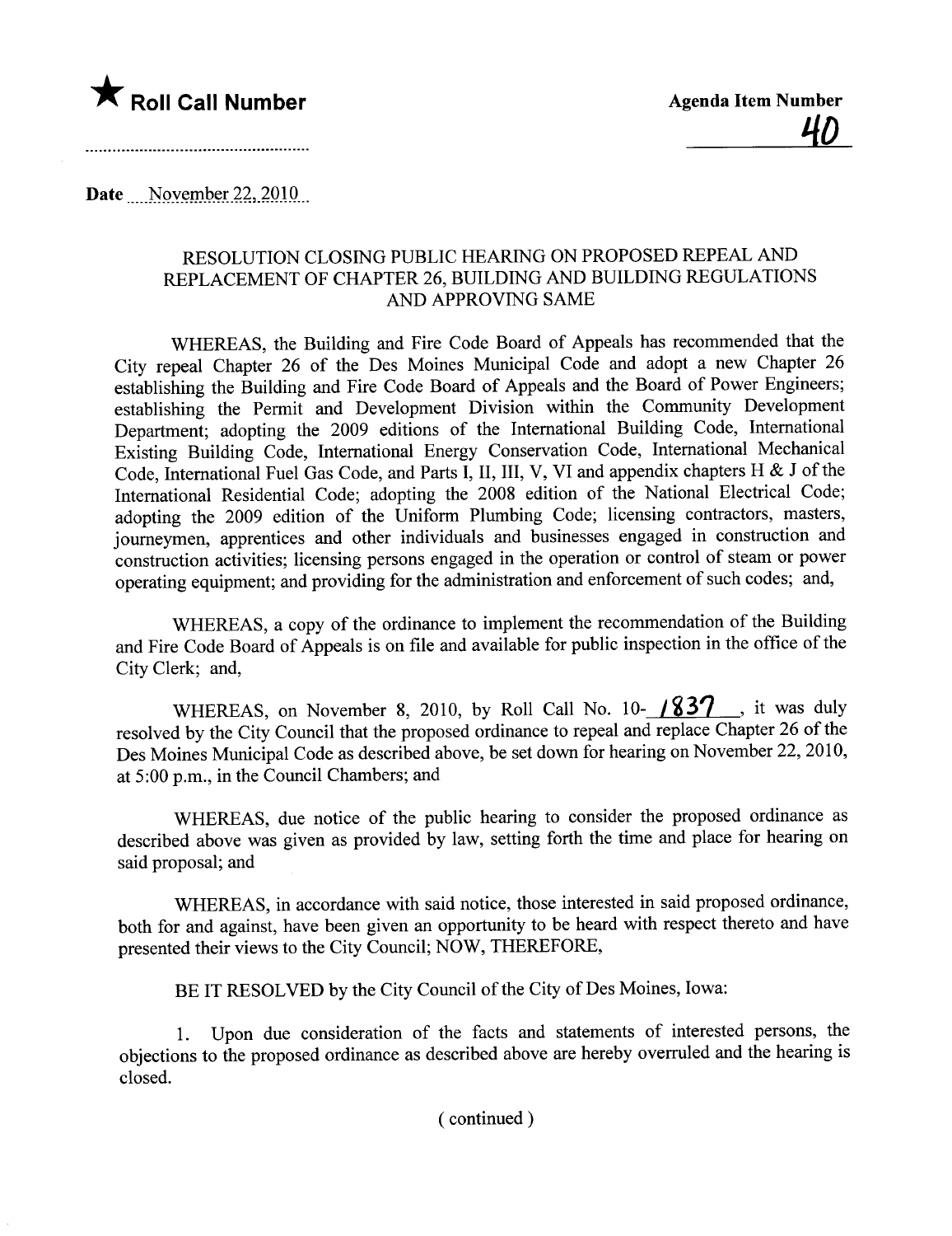★ **Roll Call Number**

**Agenda Item Number**

40

Date November 22, 2010

RESOLUTION CLOSING PUBLIC HEARING ON PROPOSED REPEAL AND REPLACEMENT OF CHAPTER 26, BUILDING AND BUILDING REGULATIONS AND APPROVING SAME

WHEREAS, the Building and Fire Code Board of Appeals has recommended that the City repeal Chapter 26 of the Des Moines Municipal Code and adopt a new Chapter 26 establishing the Building and Fire Code Board of Appeals and the Board of Power Engineers; establishing the Permit and Development Division within the Community Development Department; adopting the 2009 editions of the International Building Code, International Existing Building Code, International Energy Conservation Code, International Mechanical Code, International Fuel Gas Code, and Parts I, II, III, V, VI and appendix chapters H & J of the International Residential Code; adopting the 2008 edition of the National Electrical Code; adopting the 2009 edition of the Uniform Plumbing Code; licensing contractors, masters, journeymen, apprentices and other individuals and businesses engaged in construction and construction activities; licensing persons engaged in the operation or control of steam or power operating equipment; and providing for the administration and enforcement of such codes; and,

WHEREAS, a copy of the ordinance to implement the recommendation of the Building and Fire Code Board of Appeals is on file and available for public inspection in the office of the City Clerk; and,

WHEREAS, on November 8, 2010, by Roll Call No. 10-1837, it was duly resolved by the City Council that the proposed ordinance to repeal and replace Chapter 26 of the Des Moines Municipal Code as described above, be set down for hearing on November 22, 2010, at 5:00 p.m., in the Council Chambers; and

WHEREAS, due notice of the public hearing to consider the proposed ordinance as described above was given as provided by law, setting forth the time and place for hearing on said proposal; and

WHEREAS, in accordance with said notice, those interested in said proposed ordinance, both for and against, have been given an opportunity to be heard with respect thereto and have presented their views to the City Council; NOW, THEREFORE,

BE IT RESOLVED by the City Council of the City of Des Moines, Iowa:

1. Upon due consideration of the facts and statements of interested persons, the objections to the proposed ordinance as described above are hereby overruled and the hearing is closed.

( continued )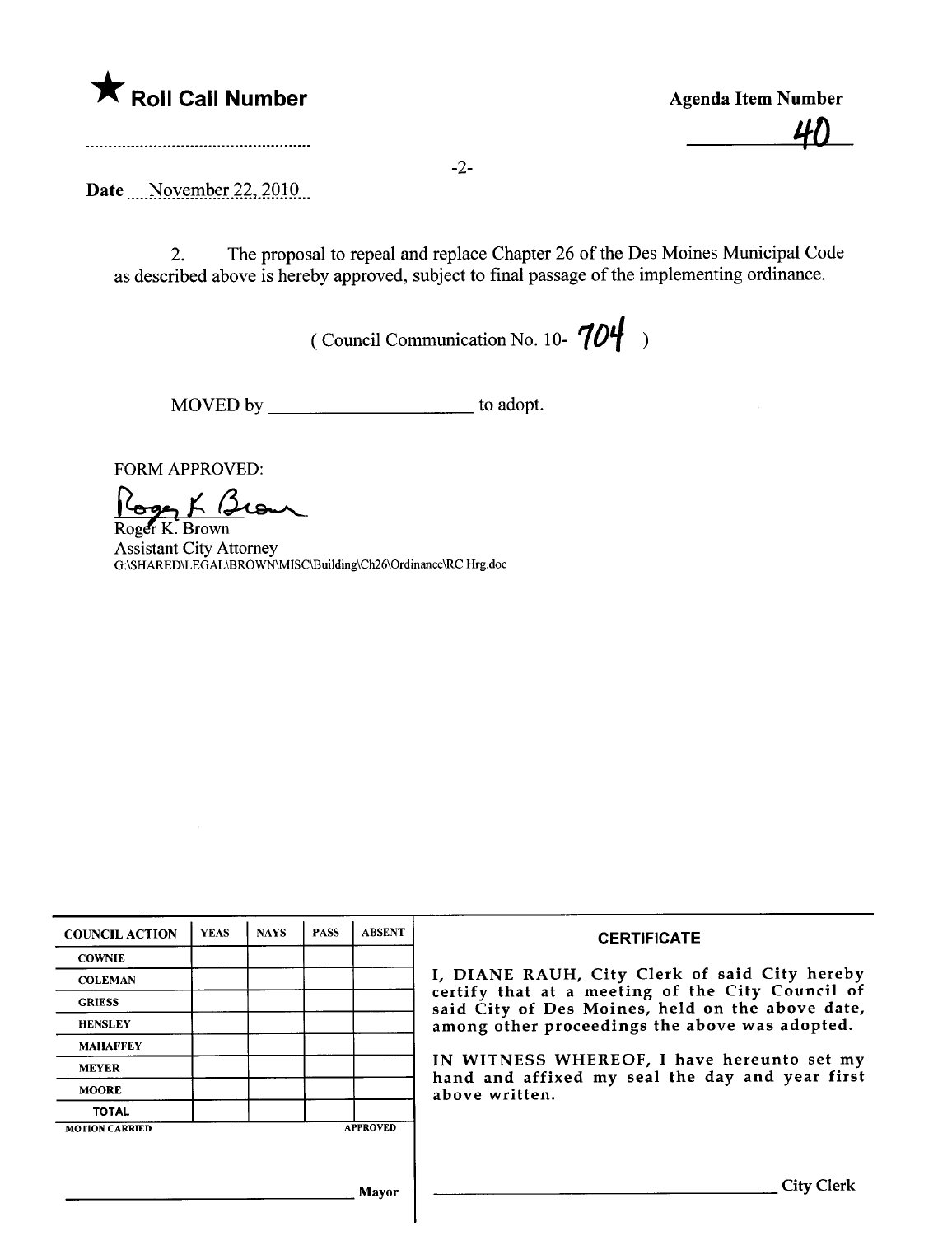★ **Roll Call Number**

..................................................

**Agenda Item Number**

40

Date ....November 22, 2010...

2. The proposal to repeal and replace Chapter 26 of the Des Moines Municipal Code as described above is hereby approved, subject to final passage of the implementing ordinance.

( Council Communication No. 10- 704 )

MOVED by ______________________ to adopt.

FORM APPROVED:

Roger K. Brown
Assistant City Attorney
G:\SHARED\LEGAL\BROWN\MISC\Building\Ch26\Ordinance\RC Hrg.doc

| COUNCIL ACTION | YEAS | NAYS | PASS | ABSENT |
|---|---|---|---|---|
| COWNIE | | | | |
| COLEMAN | | | | |
| GRIESS | | | | |
| HENSLEY | | | | |
| MAHAFFEY | | | | |
| MEYER | | | | |
| MOORE | | | | |
| TOTAL | | | | |

MOTION CARRIED APPROVED

______________________________ Mayor

**CERTIFICATE**

I, DIANE RAUH, City Clerk of said City hereby certify that at a meeting of the City Council of said City of Des Moines, held on the above date, among other proceedings the above was adopted.

IN WITNESS WHEREOF, I have hereunto set my hand and affixed my seal the day and year first above written.

______________________________ City Clerk